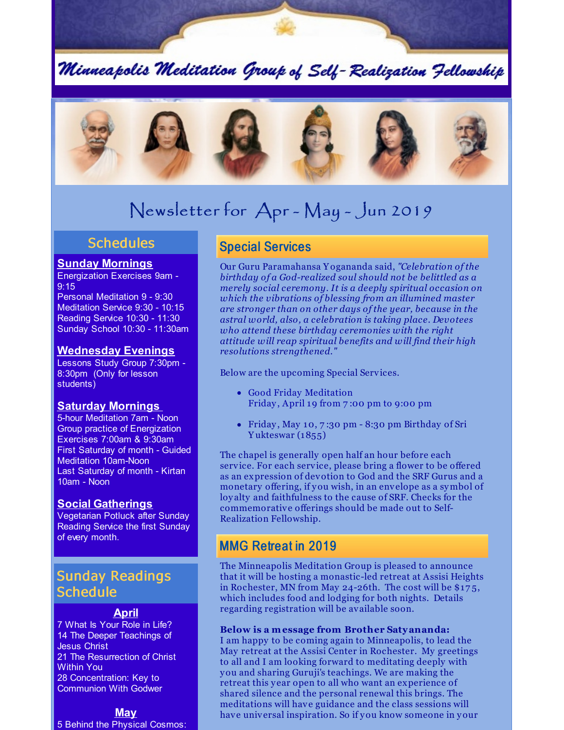# Minneapolis Meditation Group of Self-Realization Fellowship

## Newsletter for Apr - May - Jun 2019

## Schedules

**Sunday Mornings**

Energization Exercises 9am - 9:15
Personal Meditation 9 - 9:30
Meditation Service 9:30 - 10:15
Reading Service 10:30 - 11:30
Sunday School 10:30 - 11:30am

**Wednesday Evenings**

Lessons Study Group 7:30pm - 8:30pm (Only for lesson students)

**Saturday Mornings**

5-hour Meditation 7am - Noon
Group practice of Energization Exercises 7:00am & 9:30am
First Saturday of month - Guided Meditation 10am-Noon
Last Saturday of month - Kirtan 10am - Noon

**Social Gatherings**

Vegetarian Potluck after Sunday Reading Service the first Sunday of every month.

## Sunday Readings Schedule

**April**

7 What Is Your Role in Life?
14 The Deeper Teachings of Jesus Christ
21 The Resurrection of Christ Within You
28 Concentration: Key to Communion With Godwer

**May**

5 Behind the Physical Cosmos:

## Special Services

Our Guru Paramahansa Yogananda said, *"Celebration of the birthday of a God-realized soul should not be belittled as a merely social ceremony. It is a deeply spiritual occasion on which the vibrations of blessing from an illumined master are stronger than on other days of the year, because in the astral world, also, a celebration is taking place. Devotees who attend these birthday ceremonies with the right attitude will reap spiritual benefits and will find their high resolutions strengthened."*

Below are the upcoming Special Services.

- Good Friday Meditation
  Friday, April 19 from 7:00 pm to 9:00 pm
- Friday, May 10, 7:30 pm - 8:30 pm Birthday of Sri Yukteswar (1855)

The chapel is generally open half an hour before each service. For each service, please bring a flower to be offered as an expression of devotion to God and the SRF Gurus and a monetary offering, if you wish, in an envelope as a symbol of loyalty and faithfulness to the cause of SRF. Checks for the commemorative offerings should be made out to Self-Realization Fellowship.

## MMG Retreat in 2019

The Minneapolis Meditation Group is pleased to announce that it will be hosting a monastic-led retreat at Assisi Heights in Rochester, MN from May 24-26th. The cost will be $175, which includes food and lodging for both nights. Details regarding registration will be available soon.

**Below is a message from Brother Satyananda:**
I am happy to be coming again to Minneapolis, to lead the May retreat at the Assisi Center in Rochester. My greetings to all and I am looking forward to meditating deeply with you and sharing Guruji's teachings. We are making the retreat this year open to all who want an experience of shared silence and the personal renewal this brings. The meditations will have guidance and the class sessions will have universal inspiration. So if you know someone in your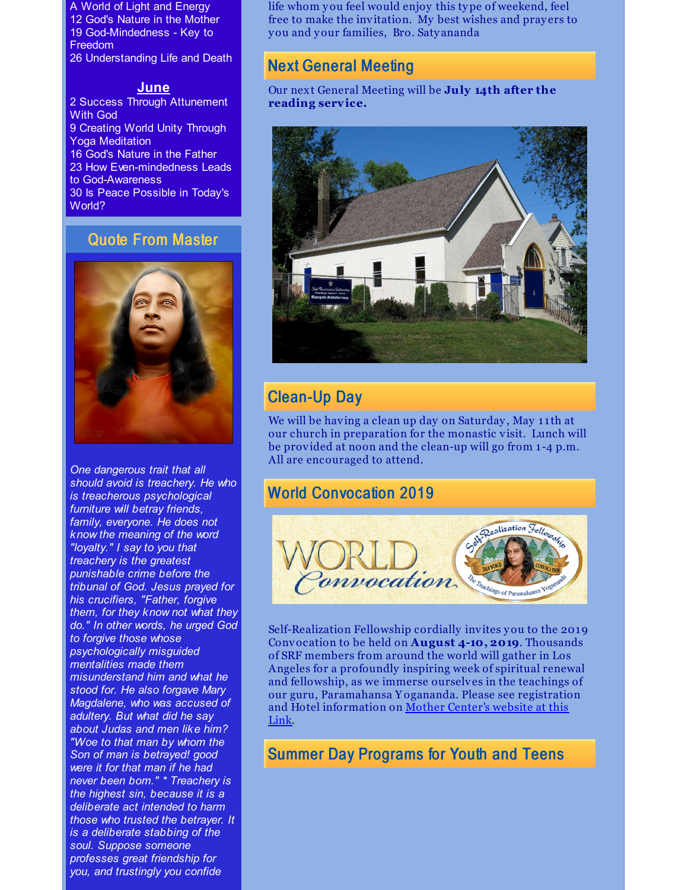A World of Light and Energy
12 God's Nature in the Mother
19 God-Mindedness - Key to Freedom
26 Understanding Life and Death

### June

2 Success Through Attunement With God
9 Creating World Unity Through Yoga Meditation
16 God's Nature in the Father
23 How Even-mindedness Leads to God-Awareness
30 Is Peace Possible in Today's World?

## Quote From Master

*One dangerous trait that all should avoid is treachery. He who is treacherous psychological furniture will betray friends, family, everyone. He does not know the meaning of the word "loyalty." I say to you that treachery is the greatest punishable crime before the tribunal of God. Jesus prayed for his crucifiers, "Father, forgive them, for they know not what they do." In other words, he urged God to forgive those whose psychologically misguided mentalities made them misunderstand him and what he stood for. He also forgave Mary Magdalene, who was accused of adultery. But what did he say about Judas and men like him? "Woe to that man by whom the Son of man is betrayed! good were it for that man if he had never been bom." * Treachery is the highest sin, because it is a deliberate act intended to harm those who trusted the betrayer. It is a deliberate stabbing of the soul. Suppose someone professes great friendship for you, and trustingly you confide*

life whom you feel would enjoy this type of weekend, feel free to make the invitation. My best wishes and prayers to you and your families, Bro. Satyananda

## Next General Meeting

Our next General Meeting will be **July 14th after the reading service.**

## Clean-Up Day

We will be having a clean up day on Saturday, May 11th at our church in preparation for the monastic visit. Lunch will be provided at noon and the clean-up will go from 1-4 p.m. All are encouraged to attend.

## World Convocation 2019

Self-Realization Fellowship cordially invites you to the 2019 Convocation to be held on **August 4-10, 2019**. Thousands of SRF members from around the world will gather in Los Angeles for a profoundly inspiring week of spiritual renewal and fellowship, as we immerse ourselves in the teachings of our guru, Paramahansa Yogananda. Please see registration and Hotel information on Mother Center's website at this Link.

## Summer Day Programs for Youth and Teens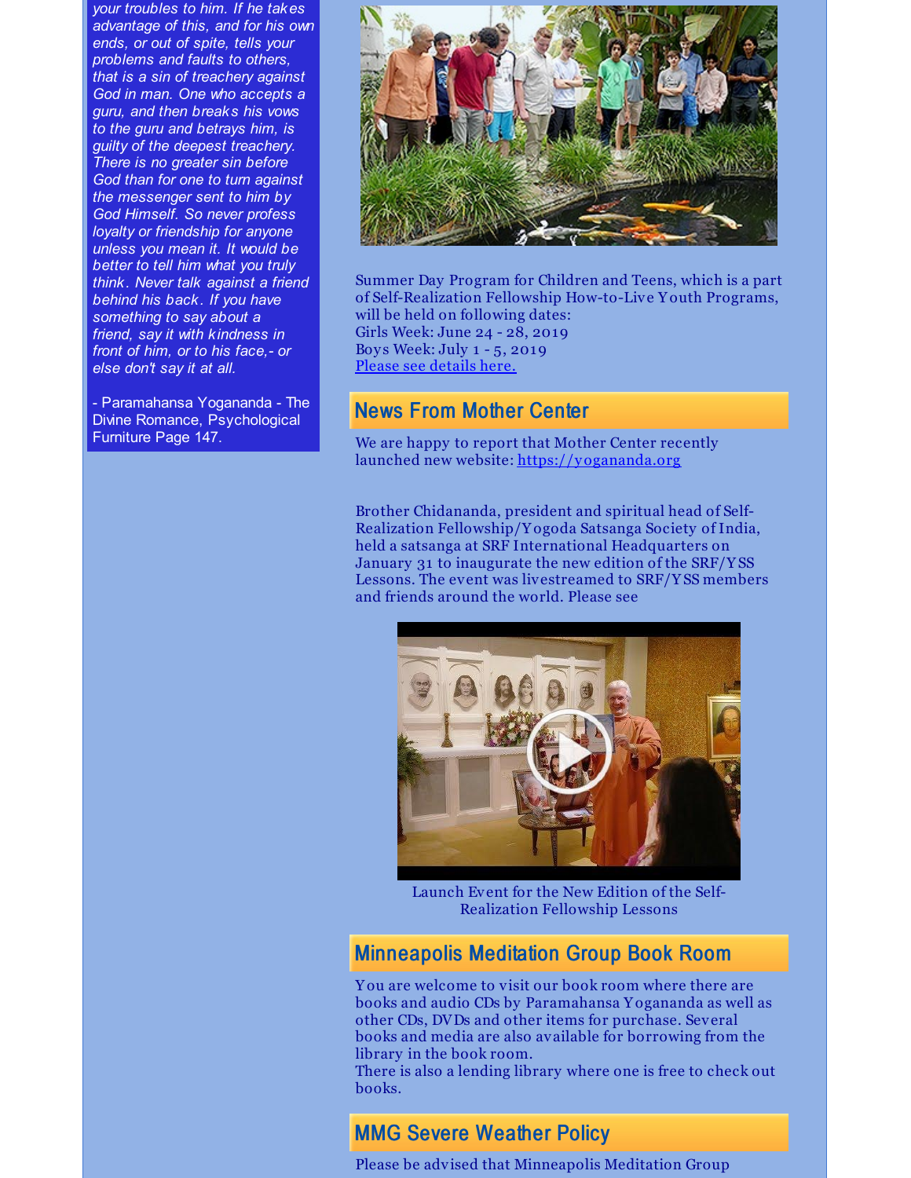*your troubles to him. If he takes advantage of this, and for his own ends, or out of spite, tells your problems and faults to others, that is a sin of treachery against God in man. One who accepts a guru, and then breaks his vows to the guru and betrays him, is guilty of the deepest treachery. There is no greater sin before God than for one to turn against the messenger sent to him by God Himself. So never profess loyalty or friendship for anyone unless you mean it. It would be better to tell him what you truly think. Never talk against a friend behind his back. If you have something to say about a friend, say it with kindness in front of him, or to his face,- or else don't say it at all.*

- Paramahansa Yogananda - The Divine Romance, Psychological Furniture Page 147.

Summer Day Program for Children and Teens, which is a part of Self-Realization Fellowship How-to-Live Youth Programs, will be held on following dates:
Girls Week: June 24 - 28, 2019
Boys Week: July 1 - 5, 2019
Please see details here.

## News From Mother Center

We are happy to report that Mother Center recently launched new website: https://yogananda.org

Brother Chidananda, president and spiritual head of Self-Realization Fellowship/Yogoda Satsanga Society of India, held a satsanga at SRF International Headquarters on January 31 to inaugurate the new edition of the SRF/YSS Lessons. The event was livestreamed to SRF/YSS members and friends around the world. Please see

Launch Event for the New Edition of the Self-Realization Fellowship Lessons

## Minneapolis Meditation Group Book Room

You are welcome to visit our book room where there are books and audio CDs by Paramahansa Yogananda as well as other CDs, DVDs and other items for purchase. Several books and media are also available for borrowing from the library in the book room.
There is also a lending library where one is free to check out books.

## MMG Severe Weather Policy

Please be advised that Minneapolis Meditation Group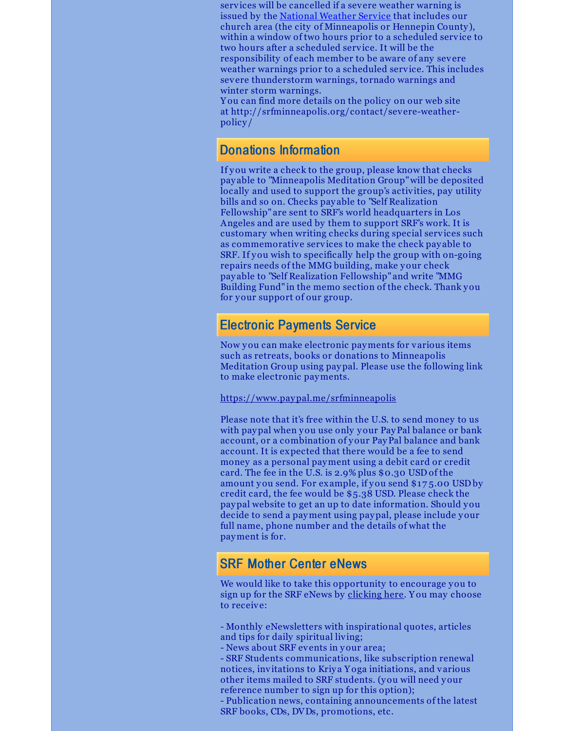services will be cancelled if a severe weather warning is issued by the [National Weather Service](#) that includes our church area (the city of Minneapolis or Hennepin County), within a window of two hours prior to a scheduled service to two hours after a scheduled service. It will be the responsibility of each member to be aware of any severe weather warnings prior to a scheduled service. This includes severe thunderstorm warnings, tornado warnings and winter storm warnings.
You can find more details on the policy on our web site at http://srfminneapolis.org/contact/severe-weather-policy/

## Donations Information

If you write a check to the group, please know that checks payable to "Minneapolis Meditation Group" will be deposited locally and used to support the group's activities, pay utility bills and so on. Checks payable to "Self Realization Fellowship" are sent to SRF's world headquarters in Los Angeles and are used by them to support SRF's work. It is customary when writing checks during special services such as commemorative services to make the check payable to SRF. If you wish to specifically help the group with on-going repairs needs of the MMG building, make your check payable to "Self Realization Fellowship" and write "MMG Building Fund" in the memo section of the check. Thank you for your support of our group.

## Electronic Payments Service

Now you can make electronic payments for various items such as retreats, books or donations to Minneapolis Meditation Group using paypal. Please use the following link to make electronic payments.

https://www.paypal.me/srfminneapolis

Please note that it's free within the U.S. to send money to us with paypal when you use only your PayPal balance or bank account, or a combination of your PayPal balance and bank account. It is expected that there would be a fee to send money as a personal payment using a debit card or credit card. The fee in the U.S. is 2.9% plus $0.30 USD of the amount you send. For example, if you send $175.00 USD by credit card, the fee would be $5.38 USD. Please check the paypal website to get an up to date information. Should you decide to send a payment using paypal, please include your full name, phone number and the details of what the payment is for.

## SRF Mother Center eNews

We would like to take this opportunity to encourage you to sign up for the SRF eNews by [clicking here](#). You may choose to receive:

- Monthly eNewsletters with inspirational quotes, articles and tips for daily spiritual living;
- News about SRF events in your area;
- SRF Students communications, like subscription renewal notices, invitations to Kriya Yoga initiations, and various other items mailed to SRF students. (you will need your reference number to sign up for this option);
- Publication news, containing announcements of the latest SRF books, CDs, DVDs, promotions, etc.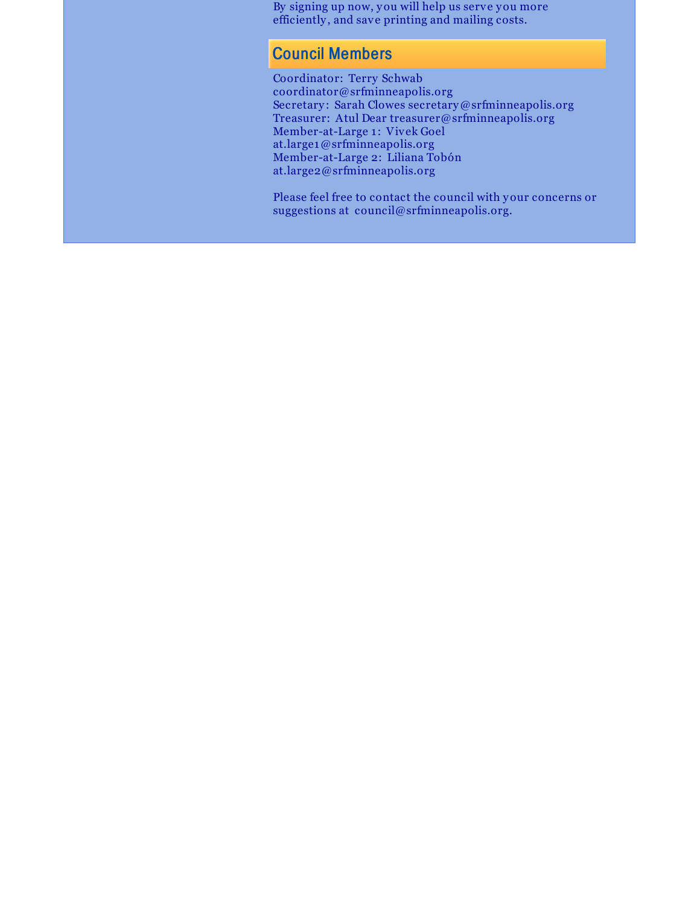By signing up now, you will help us serve you more efficiently, and save printing and mailing costs.

## Council Members

Coordinator: Terry Schwab
coordinator@srfminneapolis.org
Secretary: Sarah Clowes secretary@srfminneapolis.org
Treasurer: Atul Dear treasurer@srfminneapolis.org
Member-at-Large 1: Vivek Goel
at.large1@srfminneapolis.org
Member-at-Large 2: Liliana Tobón
at.large2@srfminneapolis.org

Please feel free to contact the council with your concerns or suggestions at council@srfminneapolis.org.